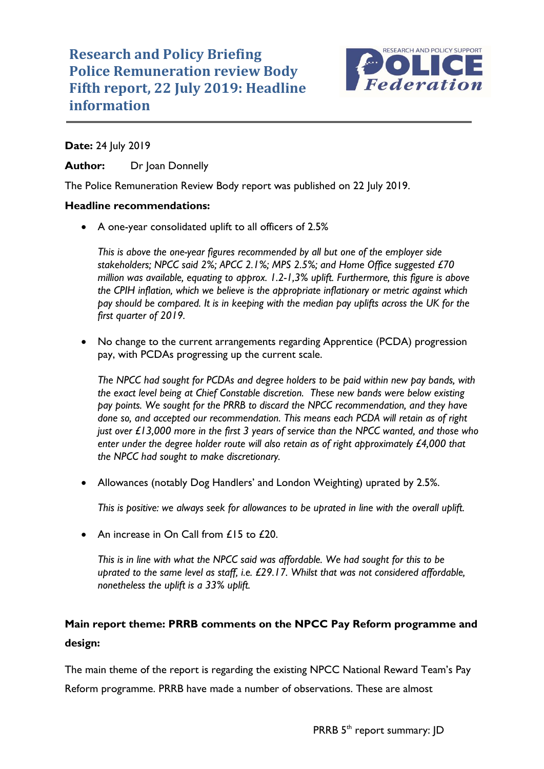# Research and Policy Briefing Police Remuneration review Body Fifth report, 22 July 2019: Headline information

**Date:** 24 July 2019

**Author:** Dr Joan Donnelly

The Police Remuneration Review Body report was published on 22 July 2019.

**Headline recommendations:**

- A one-year consolidated uplift to all officers of 2.5%

  *This is above the one-year figures recommended by all but one of the employer side stakeholders; NPCC said 2%; APCC 2.1%; MPS 2.5%; and Home Office suggested £70 million was available, equating to approx. 1.2-1,3% uplift. Furthermore, this figure is above the CPIH inflation, which we believe is the appropriate inflationary or metric against which pay should be compared. It is in keeping with the median pay uplifts across the UK for the first quarter of 2019.*

- No change to the current arrangements regarding Apprentice (PCDA) progression pay, with PCDAs progressing up the current scale.

  *The NPCC had sought for PCDAs and degree holders to be paid within new pay bands, with the exact level being at Chief Constable discretion. These new bands were below existing pay points. We sought for the PRRB to discard the NPCC recommendation, and they have done so, and accepted our recommendation. This means each PCDA will retain as of right just over £13,000 more in the first 3 years of service than the NPCC wanted, and those who enter under the degree holder route will also retain as of right approximately £4,000 that the NPCC had sought to make discretionary.*

- Allowances (notably Dog Handlers' and London Weighting) uprated by 2.5%.

  *This is positive: we always seek for allowances to be uprated in line with the overall uplift.*

- An increase in On Call from £15 to £20.

  *This is in line with what the NPCC said was affordable. We had sought for this to be uprated to the same level as staff, i.e. £29.17. Whilst that was not considered affordable, nonetheless the uplift is a 33% uplift.*

**Main report theme: PRRB comments on the NPCC Pay Reform programme and design:**

The main theme of the report is regarding the existing NPCC National Reward Team's Pay Reform programme. PRRB have made a number of observations. These are almost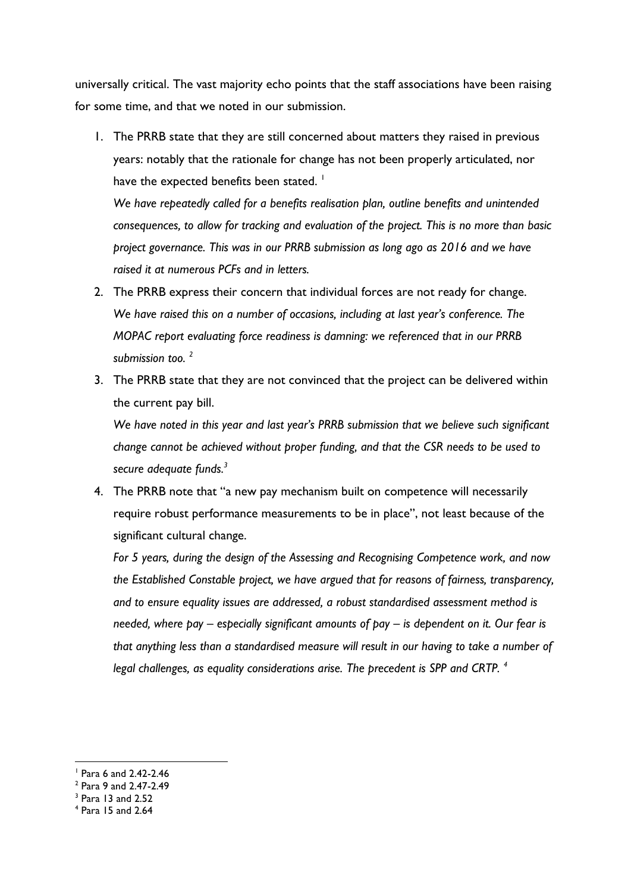universally critical. The vast majority echo points that the staff associations have been raising for some time, and that we noted in our submission.

1. The PRRB state that they are still concerned about matters they raised in previous years: notably that the rationale for change has not been properly articulated, nor have the expected benefits been stated. [1]

   *We have repeatedly called for a benefits realisation plan, outline benefits and unintended consequences, to allow for tracking and evaluation of the project. This is no more than basic project governance. This was in our PRRB submission as long ago as 2016 and we have raised it at numerous PCFs and in letters.*

2. The PRRB express their concern that individual forces are not ready for change.

   *We have raised this on a number of occasions, including at last year's conference. The MOPAC report evaluating force readiness is damning: we referenced that in our PRRB submission too.* [2]

3. The PRRB state that they are not convinced that the project can be delivered within the current pay bill.

   *We have noted in this year and last year's PRRB submission that we believe such significant change cannot be achieved without proper funding, and that the CSR needs to be used to secure adequate funds.*[3]

4. The PRRB note that "a new pay mechanism built on competence will necessarily require robust performance measurements to be in place", not least because of the significant cultural change.

   *For 5 years, during the design of the Assessing and Recognising Competence work, and now the Established Constable project, we have argued that for reasons of fairness, transparency, and to ensure equality issues are addressed, a robust standardised assessment method is needed, where pay – especially significant amounts of pay – is dependent on it. Our fear is that anything less than a standardised measure will result in our having to take a number of legal challenges, as equality considerations arise. The precedent is SPP and CRTP.* [4]

---

[1] Para 6 and 2.42-2.46

[2] Para 9 and 2.47-2.49

[3] Para 13 and 2.52

[4] Para 15 and 2.64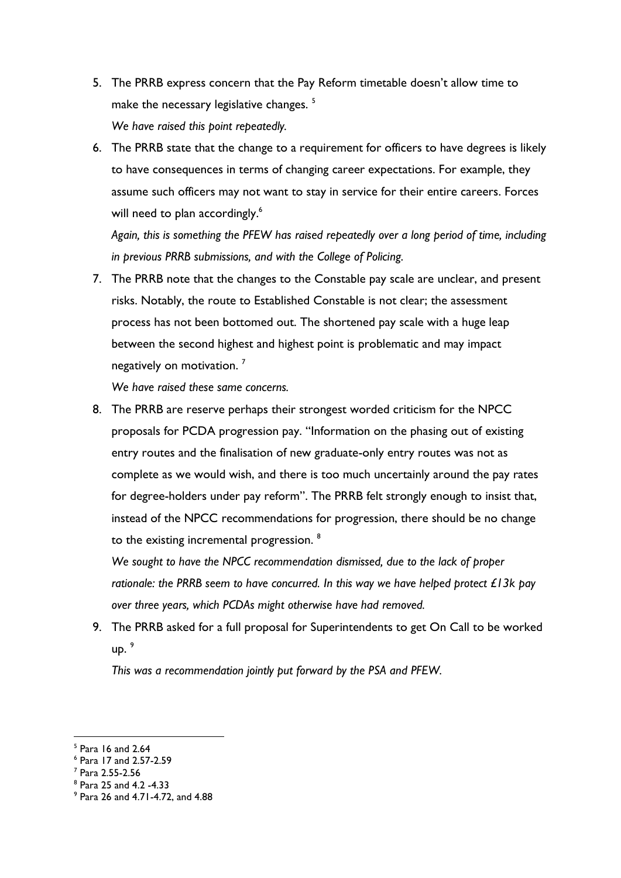5. The PRRB express concern that the Pay Reform timetable doesn't allow time to make the necessary legislative changes. [5]

   *We have raised this point repeatedly.*

6. The PRRB state that the change to a requirement for officers to have degrees is likely to have consequences in terms of changing career expectations. For example, they assume such officers may not want to stay in service for their entire careers. Forces will need to plan accordingly.[6]

   *Again, this is something the PFEW has raised repeatedly over a long period of time, including in previous PRRB submissions, and with the College of Policing.*

7. The PRRB note that the changes to the Constable pay scale are unclear, and present risks. Notably, the route to Established Constable is not clear; the assessment process has not been bottomed out. The shortened pay scale with a huge leap between the second highest and highest point is problematic and may impact negatively on motivation. [7]

   *We have raised these same concerns.*

8. The PRRB are reserve perhaps their strongest worded criticism for the NPCC proposals for PCDA progression pay. "Information on the phasing out of existing entry routes and the finalisation of new graduate-only entry routes was not as complete as we would wish, and there is too much uncertainly around the pay rates for degree-holders under pay reform". The PRRB felt strongly enough to insist that, instead of the NPCC recommendations for progression, there should be no change to the existing incremental progression. [8]

   *We sought to have the NPCC recommendation dismissed, due to the lack of proper rationale: the PRRB seem to have concurred. In this way we have helped protect £13k pay over three years, which PCDAs might otherwise have had removed.*

9. The PRRB asked for a full proposal for Superintendents to get On Call to be worked up. [9]

   *This was a recommendation jointly put forward by the PSA and PFEW.*

---

[5] Para 16 and 2.64

[6] Para 17 and 2.57-2.59

[7] Para 2.55-2.56

[8] Para 25 and 4.2 -4.33

[9] Para 26 and 4.71-4.72, and 4.88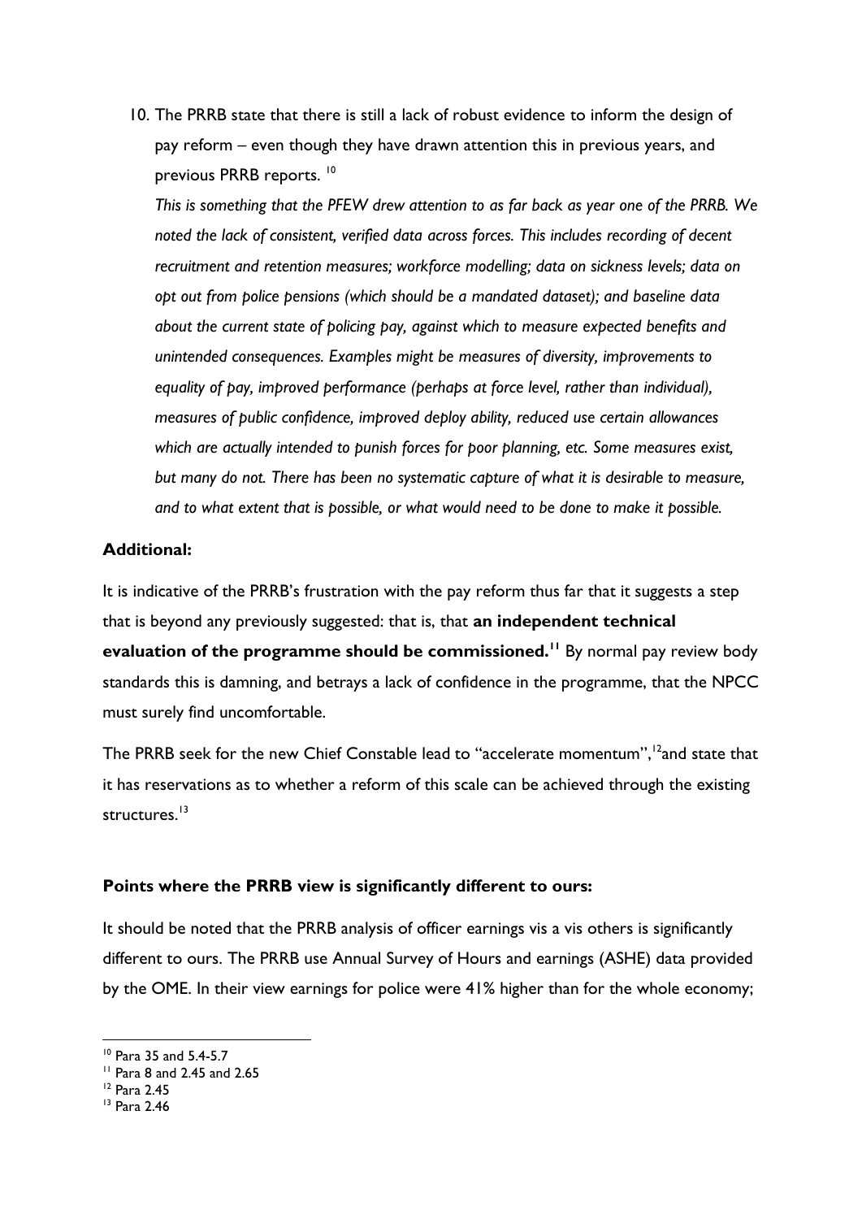10. The PRRB state that there is still a lack of robust evidence to inform the design of pay reform – even though they have drawn attention this in previous years, and previous PRRB reports. [10]

    *This is something that the PFEW drew attention to as far back as year one of the PRRB. We noted the lack of consistent, verified data across forces. This includes recording of decent recruitment and retention measures; workforce modelling; data on sickness levels; data on opt out from police pensions (which should be a mandated dataset); and baseline data about the current state of policing pay, against which to measure expected benefits and unintended consequences. Examples might be measures of diversity, improvements to equality of pay, improved performance (perhaps at force level, rather than individual), measures of public confidence, improved deploy ability, reduced use certain allowances which are actually intended to punish forces for poor planning, etc. Some measures exist, but many do not. There has been no systematic capture of what it is desirable to measure, and to what extent that is possible, or what would need to be done to make it possible.*

**Additional:**

It is indicative of the PRRB's frustration with the pay reform thus far that it suggests a step that is beyond any previously suggested: that is, that **an independent technical evaluation of the programme should be commissioned.**[11] By normal pay review body standards this is damning, and betrays a lack of confidence in the programme, that the NPCC must surely find uncomfortable.

The PRRB seek for the new Chief Constable lead to "accelerate momentum",[12]and state that it has reservations as to whether a reform of this scale can be achieved through the existing structures.[13]

**Points where the PRRB view is significantly different to ours:**

It should be noted that the PRRB analysis of officer earnings vis a vis others is significantly different to ours. The PRRB use Annual Survey of Hours and earnings (ASHE) data provided by the OME. In their view earnings for police were 41% higher than for the whole economy;

---

[10] Para 35 and 5.4-5.7

[11] Para 8 and 2.45 and 2.65

[12] Para 2.45

[13] Para 2.46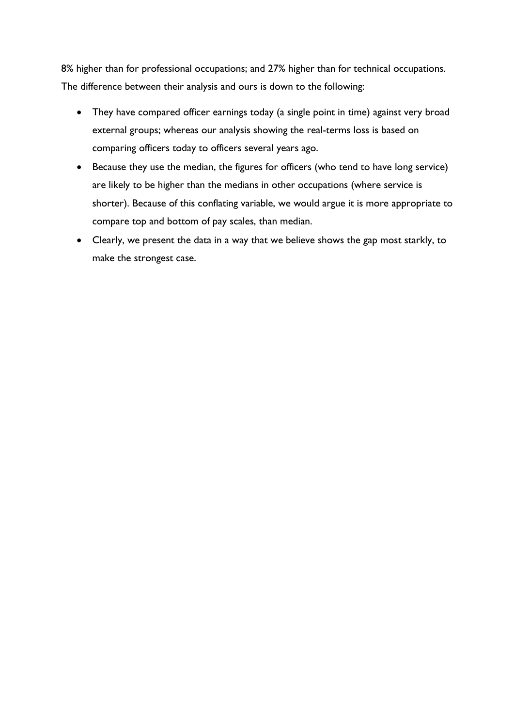8% higher than for professional occupations; and 27% higher than for technical occupations. The difference between their analysis and ours is down to the following:

- They have compared officer earnings today (a single point in time) against very broad external groups; whereas our analysis showing the real-terms loss is based on comparing officers today to officers several years ago.
- Because they use the median, the figures for officers (who tend to have long service) are likely to be higher than the medians in other occupations (where service is shorter). Because of this conflating variable, we would argue it is more appropriate to compare top and bottom of pay scales, than median.
- Clearly, we present the data in a way that we believe shows the gap most starkly, to make the strongest case.